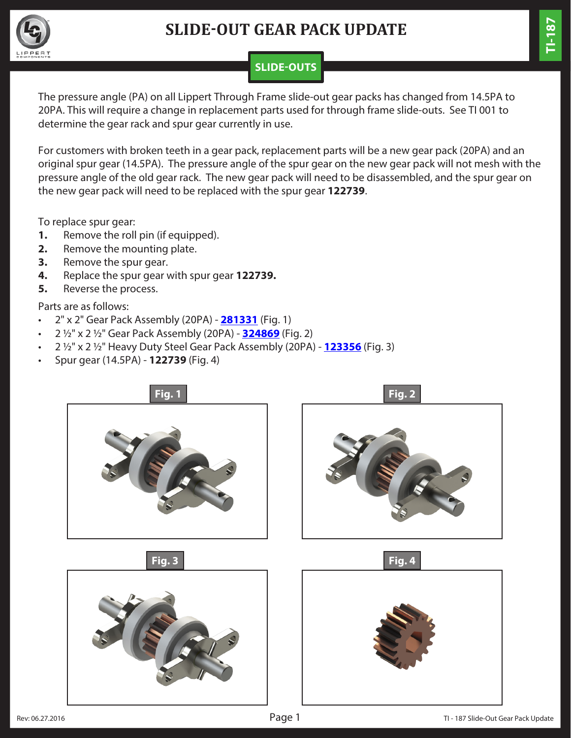# SLIDE-OUT GEAR PACK UPDATE

TI-187

**SLIDE-OUTS**

The pressure angle (PA) on all Lippert Through Frame slide-out gear packs has changed from 14.5PA to 20PA. This will require a change in replacement parts used for through frame slide-outs. See TI 001 to determine the gear rack and spur gear currently in use.

For customers with broken teeth in a gear pack, replacement parts will be a new gear pack (20PA) and an original spur gear (14.5PA). The pressure angle of the spur gear on the new gear pack will not mesh with the pressure angle of the old gear rack. The new gear pack will need to be disassembled, and the spur gear on the new gear pack will need to be replaced with the spur gear **122739**.

To replace spur gear:

1. Remove the roll pin (if equipped).
2. Remove the mounting plate.
3. Remove the spur gear.
4. Replace the spur gear with spur gear **122739.**
5. Reverse the process.

Parts are as follows:

- 2" x 2" Gear Pack Assembly (20PA) - **281331** (Fig. 1)
- 2 ½" x 2 ½" Gear Pack Assembly (20PA) - **324869** (Fig. 2)
- 2 ½" x 2 ½" Heavy Duty Steel Gear Pack Assembly (20PA) - **123356** (Fig. 3)
- Spur gear (14.5PA) - **122739** (Fig. 4)

Fig. 1

Fig. 2

Fig. 3

Fig. 4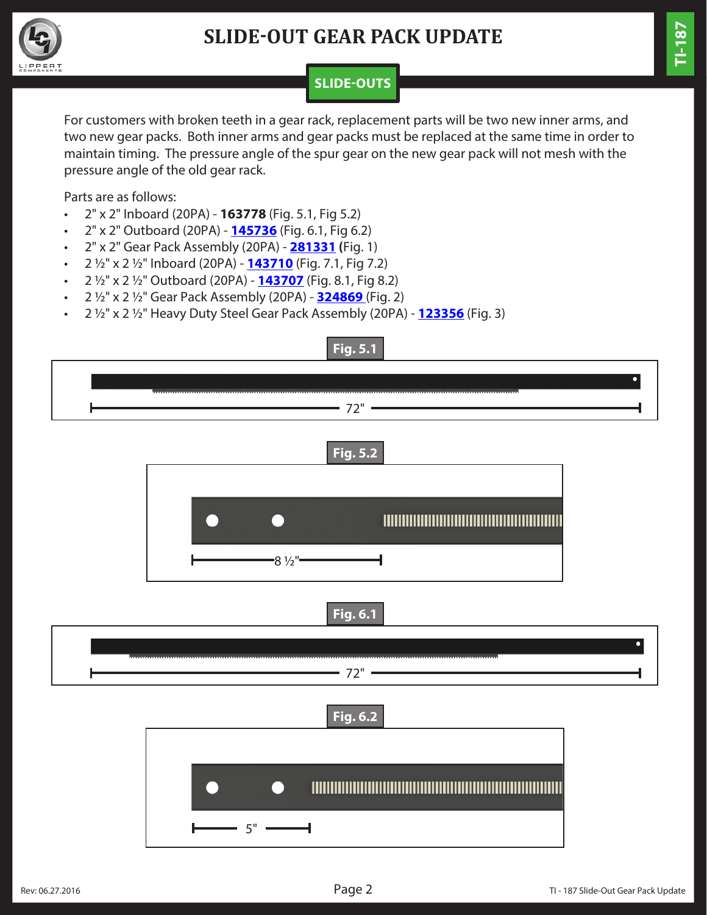# SLIDE-OUT GEAR PACK UPDATE

**SLIDE-OUTS**

For customers with broken teeth in a gear rack, replacement parts will be two new inner arms, and two new gear packs. Both inner arms and gear packs must be replaced at the same time in order to maintain timing. The pressure angle of the spur gear on the new gear pack will not mesh with the pressure angle of the old gear rack.

Parts are as follows:

- 2" x 2" Inboard (20PA) - **163778** (Fig. 5.1, Fig 5.2)
- 2" x 2" Outboard (20PA) - **145736** (Fig. 6.1, Fig 6.2)
- 2" x 2" Gear Pack Assembly (20PA) - **281331** **(**Fig. 1)
- 2 ½" x 2 ½" Inboard (20PA) - **143710** (Fig. 7.1, Fig 7.2)
- 2 ½" x 2 ½" Outboard (20PA) - **143707** (Fig. 8.1, Fig 8.2)
- 2 ½" x 2 ½" Gear Pack Assembly (20PA) - **324869** (Fig. 2)
- 2 ½" x 2 ½" Heavy Duty Steel Gear Pack Assembly (20PA) - **123356** (Fig. 3)

**Fig. 5.1**

72"

**Fig. 5.2**

8 ½"

**Fig. 6.1**

72"

**Fig. 6.2**

5"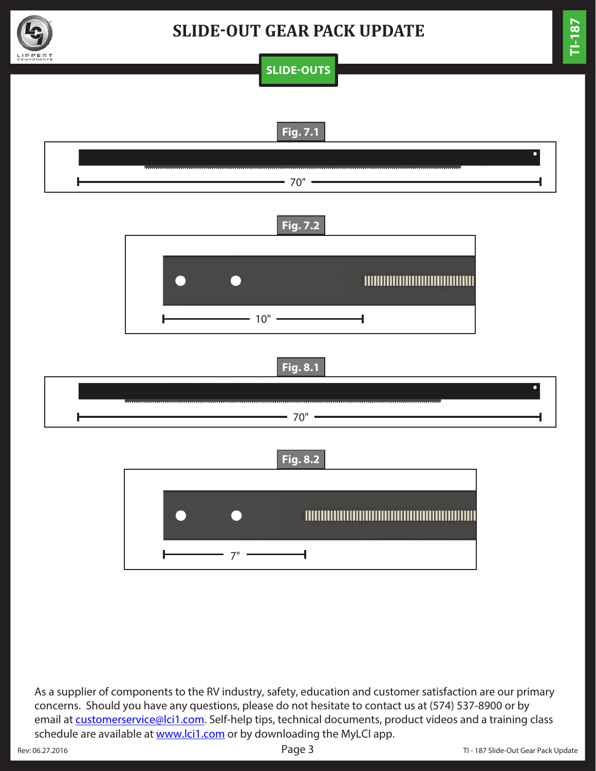# SLIDE-OUT GEAR PACK UPDATE

SLIDE-OUTS

Fig. 7.1

70"

Fig. 7.2

10"

Fig. 8.1

70"

Fig. 8.2

7"

As a supplier of components to the RV industry, safety, education and customer satisfaction are our primary concerns. Should you have any questions, please do not hesitate to contact us at (574) 537-8900 or by email at customerservice@lci1.com. Self-help tips, technical documents, product videos and a training class schedule are available at www.lci1.com or by downloading the MyLCI app.

Rev: 06.27.2016